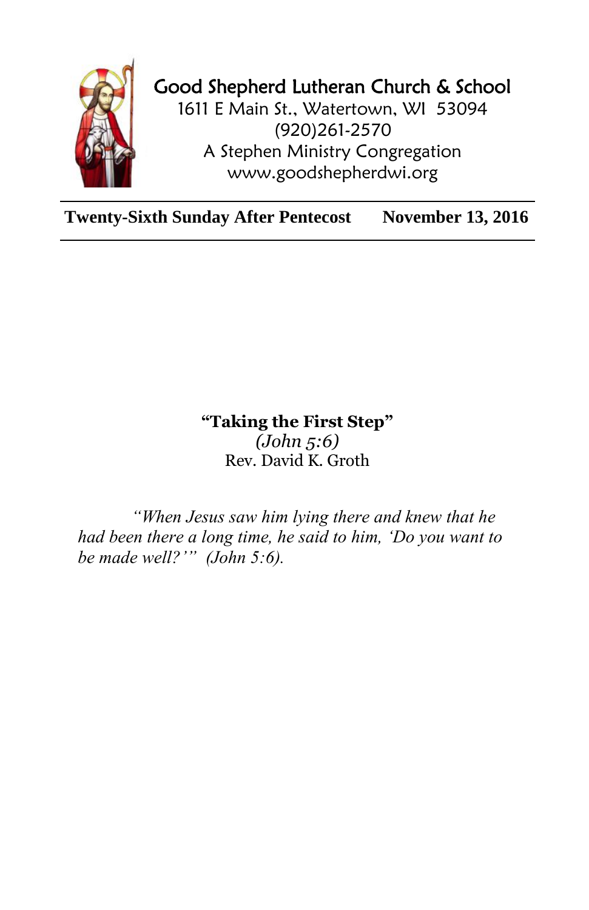# Good Shepherd Lutheran Church & School

1611 E Main St., Watertown, WI 53094
(920)261-2570
A Stephen Ministry Congregation
www.goodshepherdwi.org

---

**Twenty-Sixth Sunday After Pentecost** **November 13, 2016**

---

## "Taking the First Step"

*(John 5:6)*
Rev. David K. Groth

*"When Jesus saw him lying there and knew that he had been there a long time, he said to him, 'Do you want to be made well?'" (John 5:6).*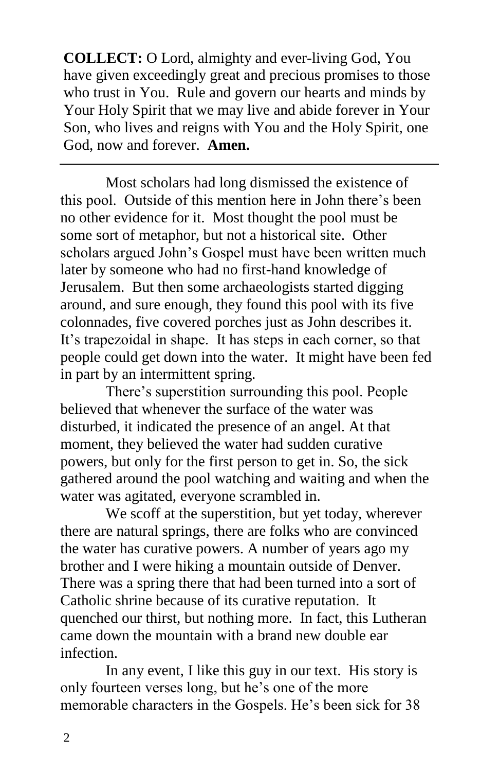**COLLECT:** O Lord, almighty and ever-living God, You have given exceedingly great and precious promises to those who trust in You. Rule and govern our hearts and minds by Your Holy Spirit that we may live and abide forever in Your Son, who lives and reigns with You and the Holy Spirit, one God, now and forever. **Amen.**

---

Most scholars had long dismissed the existence of this pool. Outside of this mention here in John there's been no other evidence for it. Most thought the pool must be some sort of metaphor, but not a historical site. Other scholars argued John's Gospel must have been written much later by someone who had no first-hand knowledge of Jerusalem. But then some archaeologists started digging around, and sure enough, they found this pool with its five colonnades, five covered porches just as John describes it. It's trapezoidal in shape. It has steps in each corner, so that people could get down into the water. It might have been fed in part by an intermittent spring.

There's superstition surrounding this pool. People believed that whenever the surface of the water was disturbed, it indicated the presence of an angel. At that moment, they believed the water had sudden curative powers, but only for the first person to get in. So, the sick gathered around the pool watching and waiting and when the water was agitated, everyone scrambled in.

We scoff at the superstition, but yet today, wherever there are natural springs, there are folks who are convinced the water has curative powers. A number of years ago my brother and I were hiking a mountain outside of Denver. There was a spring there that had been turned into a sort of Catholic shrine because of its curative reputation. It quenched our thirst, but nothing more. In fact, this Lutheran came down the mountain with a brand new double ear infection.

In any event, I like this guy in our text. His story is only fourteen verses long, but he's one of the more memorable characters in the Gospels. He's been sick for 38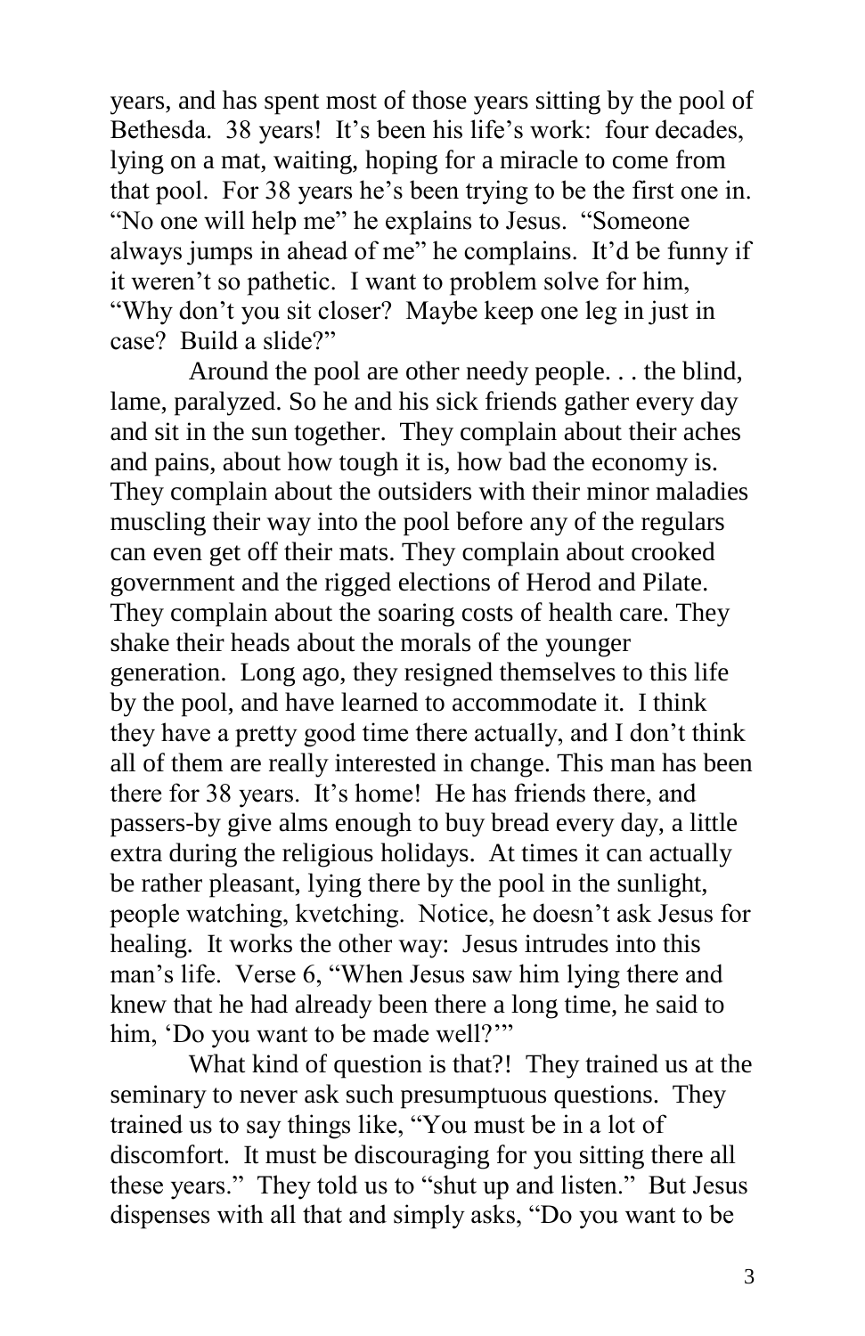years, and has spent most of those years sitting by the pool of Bethesda. 38 years! It's been his life's work: four decades, lying on a mat, waiting, hoping for a miracle to come from that pool. For 38 years he's been trying to be the first one in. "No one will help me" he explains to Jesus. "Someone always jumps in ahead of me" he complains. It'd be funny if it weren't so pathetic. I want to problem solve for him, "Why don't you sit closer? Maybe keep one leg in just in case? Build a slide?"

Around the pool are other needy people. . . the blind, lame, paralyzed. So he and his sick friends gather every day and sit in the sun together. They complain about their aches and pains, about how tough it is, how bad the economy is. They complain about the outsiders with their minor maladies muscling their way into the pool before any of the regulars can even get off their mats. They complain about crooked government and the rigged elections of Herod and Pilate. They complain about the soaring costs of health care. They shake their heads about the morals of the younger generation. Long ago, they resigned themselves to this life by the pool, and have learned to accommodate it. I think they have a pretty good time there actually, and I don't think all of them are really interested in change. This man has been there for 38 years. It's home! He has friends there, and passers-by give alms enough to buy bread every day, a little extra during the religious holidays. At times it can actually be rather pleasant, lying there by the pool in the sunlight, people watching, kvetching. Notice, he doesn't ask Jesus for healing. It works the other way: Jesus intrudes into this man's life. Verse 6, "When Jesus saw him lying there and knew that he had already been there a long time, he said to him, 'Do you want to be made well?'"

What kind of question is that?! They trained us at the seminary to never ask such presumptuous questions. They trained us to say things like, "You must be in a lot of discomfort. It must be discouraging for you sitting there all these years." They told us to "shut up and listen." But Jesus dispenses with all that and simply asks, "Do you want to be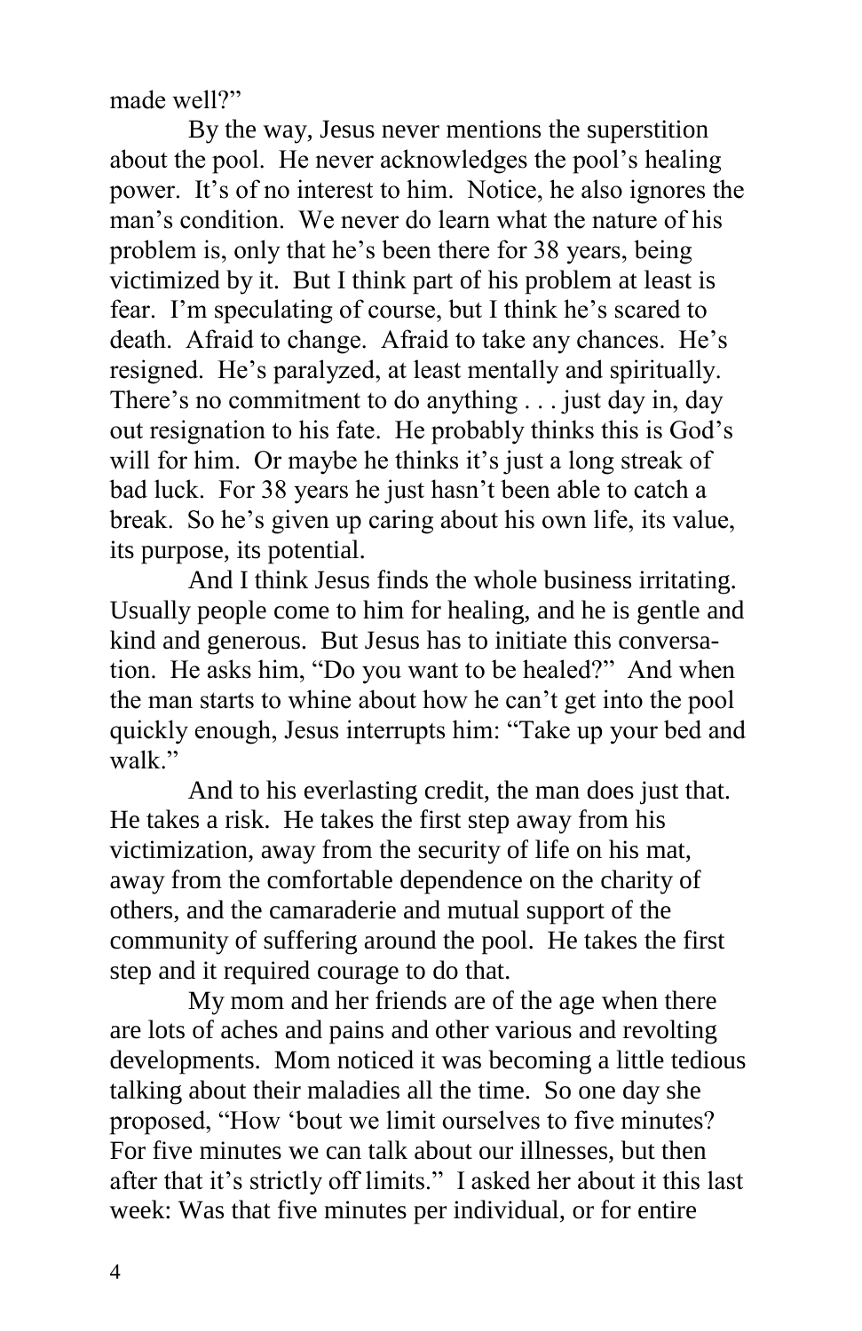made well?"

By the way, Jesus never mentions the superstition about the pool. He never acknowledges the pool's healing power. It's of no interest to him. Notice, he also ignores the man's condition. We never do learn what the nature of his problem is, only that he's been there for 38 years, being victimized by it. But I think part of his problem at least is fear. I'm speculating of course, but I think he's scared to death. Afraid to change. Afraid to take any chances. He's resigned. He's paralyzed, at least mentally and spiritually. There's no commitment to do anything . . . just day in, day out resignation to his fate. He probably thinks this is God's will for him. Or maybe he thinks it's just a long streak of bad luck. For 38 years he just hasn't been able to catch a break. So he's given up caring about his own life, its value, its purpose, its potential.

And I think Jesus finds the whole business irritating. Usually people come to him for healing, and he is gentle and kind and generous. But Jesus has to initiate this conversation. He asks him, "Do you want to be healed?" And when the man starts to whine about how he can't get into the pool quickly enough, Jesus interrupts him: "Take up your bed and walk."

And to his everlasting credit, the man does just that. He takes a risk. He takes the first step away from his victimization, away from the security of life on his mat, away from the comfortable dependence on the charity of others, and the camaraderie and mutual support of the community of suffering around the pool. He takes the first step and it required courage to do that.

My mom and her friends are of the age when there are lots of aches and pains and other various and revolting developments. Mom noticed it was becoming a little tedious talking about their maladies all the time. So one day she proposed, "How 'bout we limit ourselves to five minutes? For five minutes we can talk about our illnesses, but then after that it's strictly off limits." I asked her about it this last week: Was that five minutes per individual, or for entire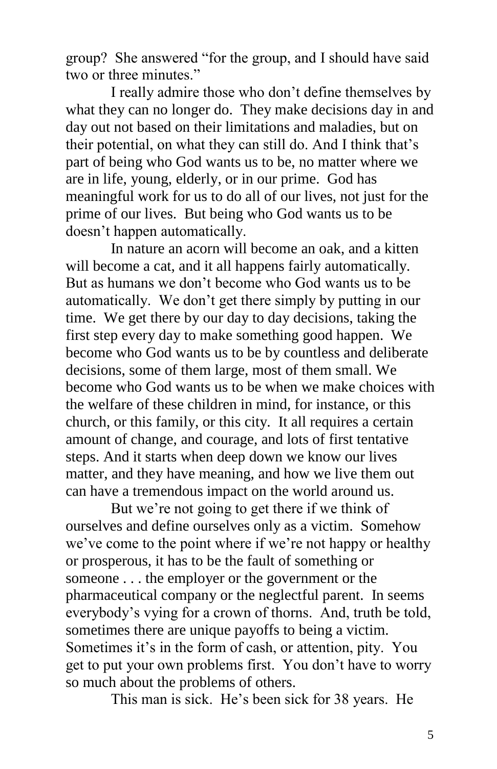group? She answered "for the group, and I should have said two or three minutes."

I really admire those who don't define themselves by what they can no longer do. They make decisions day in and day out not based on their limitations and maladies, but on their potential, on what they can still do. And I think that's part of being who God wants us to be, no matter where we are in life, young, elderly, or in our prime. God has meaningful work for us to do all of our lives, not just for the prime of our lives. But being who God wants us to be doesn't happen automatically.

In nature an acorn will become an oak, and a kitten will become a cat, and it all happens fairly automatically. But as humans we don't become who God wants us to be automatically. We don't get there simply by putting in our time. We get there by our day to day decisions, taking the first step every day to make something good happen. We become who God wants us to be by countless and deliberate decisions, some of them large, most of them small. We become who God wants us to be when we make choices with the welfare of these children in mind, for instance, or this church, or this family, or this city. It all requires a certain amount of change, and courage, and lots of first tentative steps. And it starts when deep down we know our lives matter, and they have meaning, and how we live them out can have a tremendous impact on the world around us.

But we're not going to get there if we think of ourselves and define ourselves only as a victim. Somehow we've come to the point where if we're not happy or healthy or prosperous, it has to be the fault of something or someone . . . the employer or the government or the pharmaceutical company or the neglectful parent. In seems everybody's vying for a crown of thorns. And, truth be told, sometimes there are unique payoffs to being a victim. Sometimes it's in the form of cash, or attention, pity. You get to put your own problems first. You don't have to worry so much about the problems of others.

This man is sick. He's been sick for 38 years. He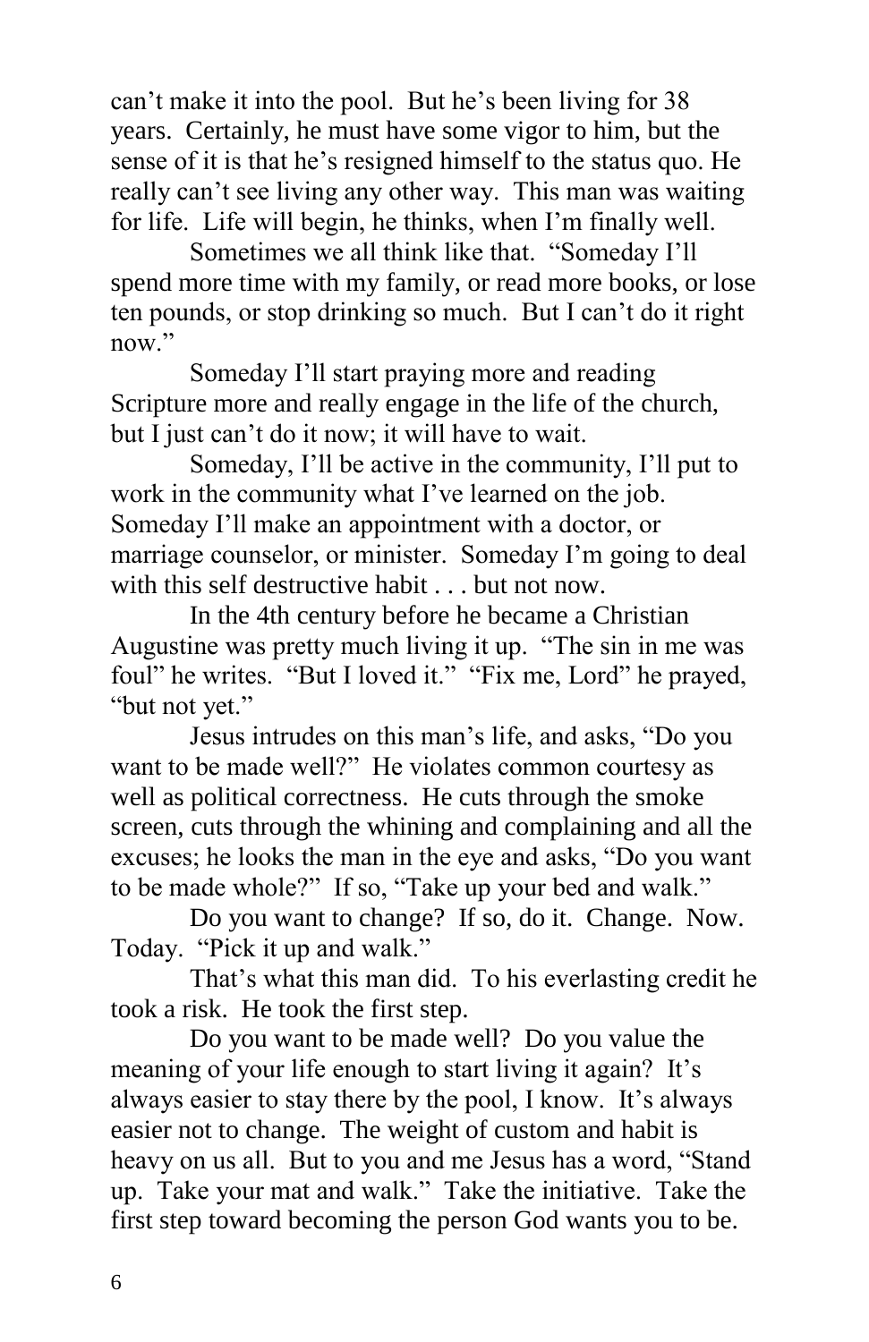can't make it into the pool. But he's been living for 38 years. Certainly, he must have some vigor to him, but the sense of it is that he's resigned himself to the status quo. He really can't see living any other way. This man was waiting for life. Life will begin, he thinks, when I'm finally well.

Sometimes we all think like that. "Someday I'll spend more time with my family, or read more books, or lose ten pounds, or stop drinking so much. But I can't do it right now."

Someday I'll start praying more and reading Scripture more and really engage in the life of the church, but I just can't do it now; it will have to wait.

Someday, I'll be active in the community, I'll put to work in the community what I've learned on the job. Someday I'll make an appointment with a doctor, or marriage counselor, or minister. Someday I'm going to deal with this self destructive habit . . . but not now.

In the 4th century before he became a Christian Augustine was pretty much living it up. "The sin in me was foul" he writes. "But I loved it." "Fix me, Lord" he prayed, "but not yet."

Jesus intrudes on this man's life, and asks, "Do you want to be made well?" He violates common courtesy as well as political correctness. He cuts through the smoke screen, cuts through the whining and complaining and all the excuses; he looks the man in the eye and asks, "Do you want to be made whole?" If so, "Take up your bed and walk."

Do you want to change? If so, do it. Change. Now. Today. "Pick it up and walk."

That's what this man did. To his everlasting credit he took a risk. He took the first step.

Do you want to be made well? Do you value the meaning of your life enough to start living it again? It's always easier to stay there by the pool, I know. It's always easier not to change. The weight of custom and habit is heavy on us all. But to you and me Jesus has a word, "Stand up. Take your mat and walk." Take the initiative. Take the first step toward becoming the person God wants you to be.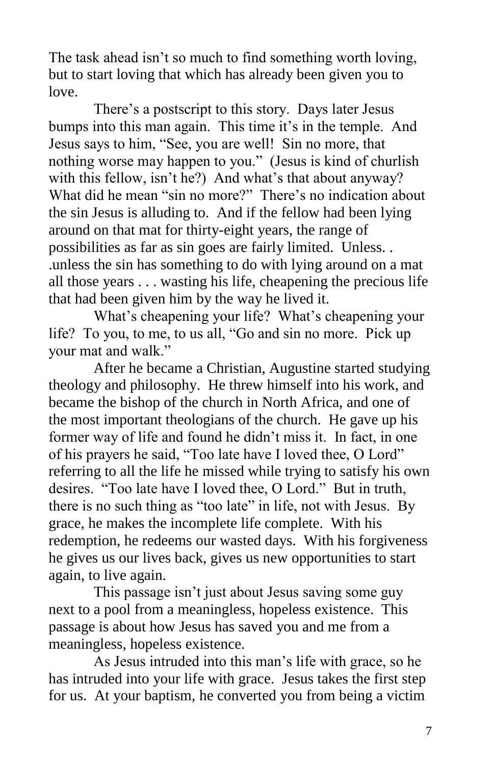The task ahead isn't so much to find something worth loving, but to start loving that which has already been given you to love.

There's a postscript to this story. Days later Jesus bumps into this man again. This time it's in the temple. And Jesus says to him, "See, you are well! Sin no more, that nothing worse may happen to you." (Jesus is kind of churlish with this fellow, isn't he?) And what's that about anyway? What did he mean "sin no more?" There's no indication about the sin Jesus is alluding to. And if the fellow had been lying around on that mat for thirty-eight years, the range of possibilities as far as sin goes are fairly limited. Unless. . .unless the sin has something to do with lying around on a mat all those years . . . wasting his life, cheapening the precious life that had been given him by the way he lived it.

What's cheapening your life? What's cheapening your life? To you, to me, to us all, "Go and sin no more. Pick up your mat and walk."

After he became a Christian, Augustine started studying theology and philosophy. He threw himself into his work, and became the bishop of the church in North Africa, and one of the most important theologians of the church. He gave up his former way of life and found he didn't miss it. In fact, in one of his prayers he said, "Too late have I loved thee, O Lord" referring to all the life he missed while trying to satisfy his own desires. "Too late have I loved thee, O Lord." But in truth, there is no such thing as "too late" in life, not with Jesus. By grace, he makes the incomplete life complete. With his redemption, he redeems our wasted days. With his forgiveness he gives us our lives back, gives us new opportunities to start again, to live again.

This passage isn't just about Jesus saving some guy next to a pool from a meaningless, hopeless existence. This passage is about how Jesus has saved you and me from a meaningless, hopeless existence.

As Jesus intruded into this man's life with grace, so he has intruded into your life with grace. Jesus takes the first step for us. At your baptism, he converted you from being a victim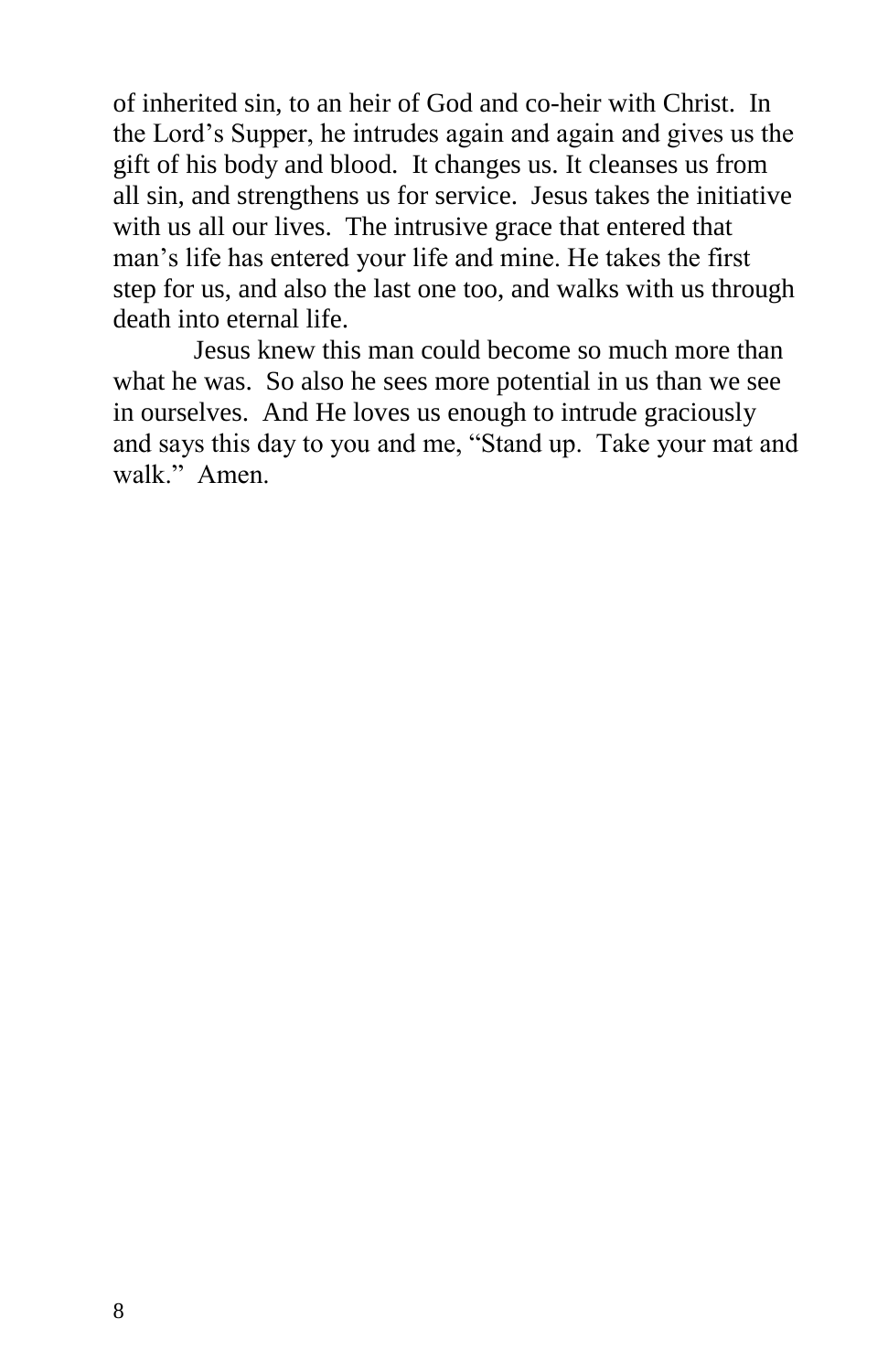of inherited sin, to an heir of God and co-heir with Christ. In the Lord's Supper, he intrudes again and again and gives us the gift of his body and blood. It changes us. It cleanses us from all sin, and strengthens us for service. Jesus takes the initiative with us all our lives. The intrusive grace that entered that man's life has entered your life and mine. He takes the first step for us, and also the last one too, and walks with us through death into eternal life.

Jesus knew this man could become so much more than what he was. So also he sees more potential in us than we see in ourselves. And He loves us enough to intrude graciously and says this day to you and me, "Stand up. Take your mat and walk." Amen.